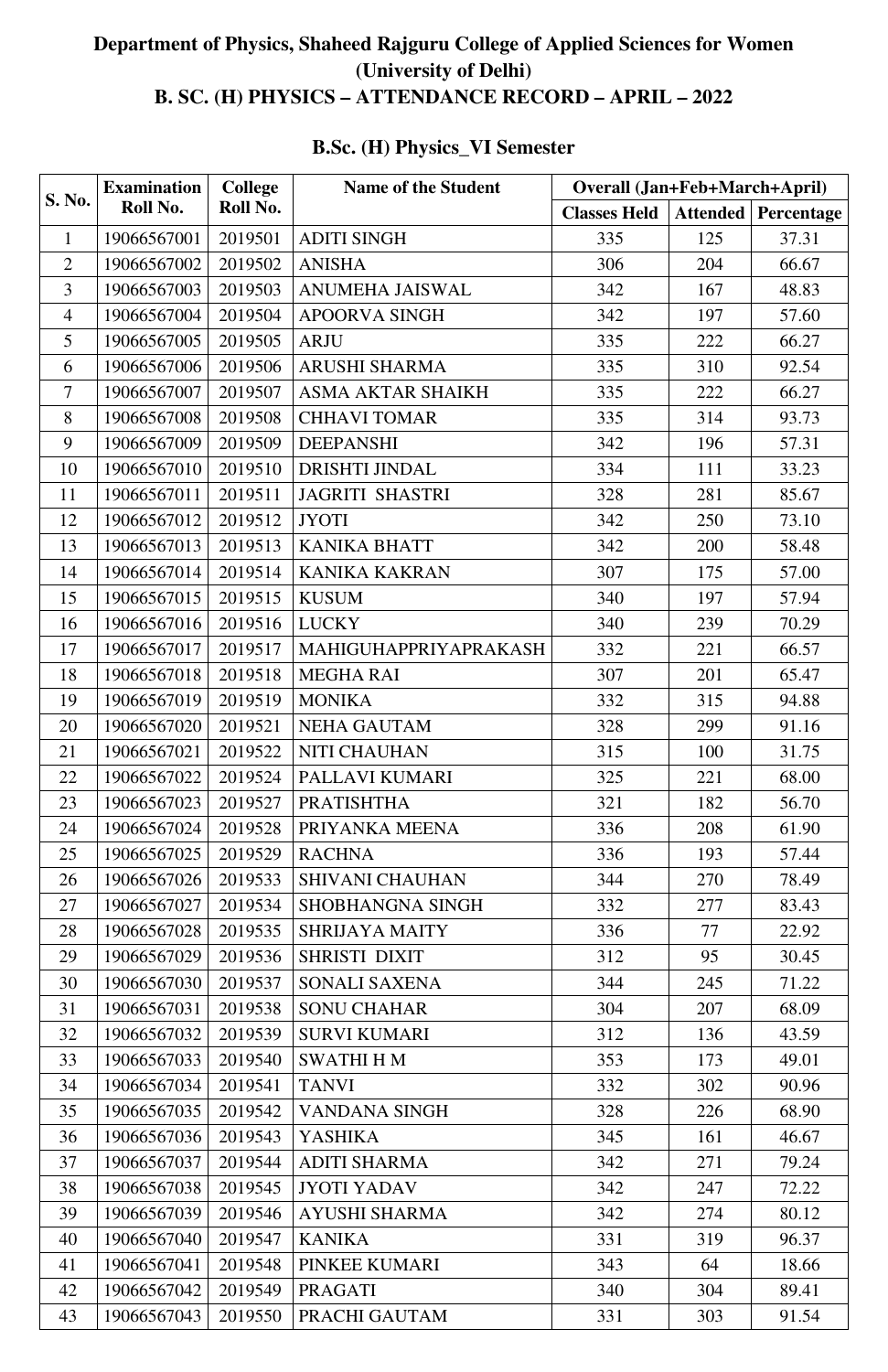# Department of Physics, Shaheed Rajguru College of Applied Sciences for Women (University of Delhi)

## B. SC. (H) PHYSICS – ATTENDANCE RECORD – APRIL – 2022

### B.Sc. (H) Physics_VI Semester

| S. No. | Examination Roll No. | College Roll No. | Name of the Student | Overall (Jan+Feb+March+April) | | |
|---|---|---|---|---|---|---|
| | | | | Classes Held | Attended | Percentage |
| 1 | 19066567001 | 2019501 | ADITI SINGH | 335 | 125 | 37.31 |
| 2 | 19066567002 | 2019502 | ANISHA | 306 | 204 | 66.67 |
| 3 | 19066567003 | 2019503 | ANUMEHA JAISWAL | 342 | 167 | 48.83 |
| 4 | 19066567004 | 2019504 | APOORVA SINGH | 342 | 197 | 57.60 |
| 5 | 19066567005 | 2019505 | ARJU | 335 | 222 | 66.27 |
| 6 | 19066567006 | 2019506 | ARUSHI SHARMA | 335 | 310 | 92.54 |
| 7 | 19066567007 | 2019507 | ASMA AKTAR SHAIKH | 335 | 222 | 66.27 |
| 8 | 19066567008 | 2019508 | CHHAVI TOMAR | 335 | 314 | 93.73 |
| 9 | 19066567009 | 2019509 | DEEPANSHI | 342 | 196 | 57.31 |
| 10 | 19066567010 | 2019510 | DRISHTI JINDAL | 334 | 111 | 33.23 |
| 11 | 19066567011 | 2019511 | JAGRITI SHASTRI | 328 | 281 | 85.67 |
| 12 | 19066567012 | 2019512 | JYOTI | 342 | 250 | 73.10 |
| 13 | 19066567013 | 2019513 | KANIKA BHATT | 342 | 200 | 58.48 |
| 14 | 19066567014 | 2019514 | KANIKA KAKRAN | 307 | 175 | 57.00 |
| 15 | 19066567015 | 2019515 | KUSUM | 340 | 197 | 57.94 |
| 16 | 19066567016 | 2019516 | LUCKY | 340 | 239 | 70.29 |
| 17 | 19066567017 | 2019517 | MAHIGUHAPPRIYAPRAKASH | 332 | 221 | 66.57 |
| 18 | 19066567018 | 2019518 | MEGHA RAI | 307 | 201 | 65.47 |
| 19 | 19066567019 | 2019519 | MONIKA | 332 | 315 | 94.88 |
| 20 | 19066567020 | 2019521 | NEHA GAUTAM | 328 | 299 | 91.16 |
| 21 | 19066567021 | 2019522 | NITI CHAUHAN | 315 | 100 | 31.75 |
| 22 | 19066567022 | 2019524 | PALLAVI KUMARI | 325 | 221 | 68.00 |
| 23 | 19066567023 | 2019527 | PRATISHTHA | 321 | 182 | 56.70 |
| 24 | 19066567024 | 2019528 | PRIYANKA MEENA | 336 | 208 | 61.90 |
| 25 | 19066567025 | 2019529 | RACHNA | 336 | 193 | 57.44 |
| 26 | 19066567026 | 2019533 | SHIVANI CHAUHAN | 344 | 270 | 78.49 |
| 27 | 19066567027 | 2019534 | SHOBHANGNA SINGH | 332 | 277 | 83.43 |
| 28 | 19066567028 | 2019535 | SHRIJAYA MAITY | 336 | 77 | 22.92 |
| 29 | 19066567029 | 2019536 | SHRISTI DIXIT | 312 | 95 | 30.45 |
| 30 | 19066567030 | 2019537 | SONALI SAXENA | 344 | 245 | 71.22 |
| 31 | 19066567031 | 2019538 | SONU CHAHAR | 304 | 207 | 68.09 |
| 32 | 19066567032 | 2019539 | SURVI KUMARI | 312 | 136 | 43.59 |
| 33 | 19066567033 | 2019540 | SWATHI H M | 353 | 173 | 49.01 |
| 34 | 19066567034 | 2019541 | TANVI | 332 | 302 | 90.96 |
| 35 | 19066567035 | 2019542 | VANDANA SINGH | 328 | 226 | 68.90 |
| 36 | 19066567036 | 2019543 | YASHIKA | 345 | 161 | 46.67 |
| 37 | 19066567037 | 2019544 | ADITI SHARMA | 342 | 271 | 79.24 |
| 38 | 19066567038 | 2019545 | JYOTI YADAV | 342 | 247 | 72.22 |
| 39 | 19066567039 | 2019546 | AYUSHI SHARMA | 342 | 274 | 80.12 |
| 40 | 19066567040 | 2019547 | KANIKA | 331 | 319 | 96.37 |
| 41 | 19066567041 | 2019548 | PINKEE KUMARI | 343 | 64 | 18.66 |
| 42 | 19066567042 | 2019549 | PRAGATI | 340 | 304 | 89.41 |
| 43 | 19066567043 | 2019550 | PRACHI GAUTAM | 331 | 303 | 91.54 |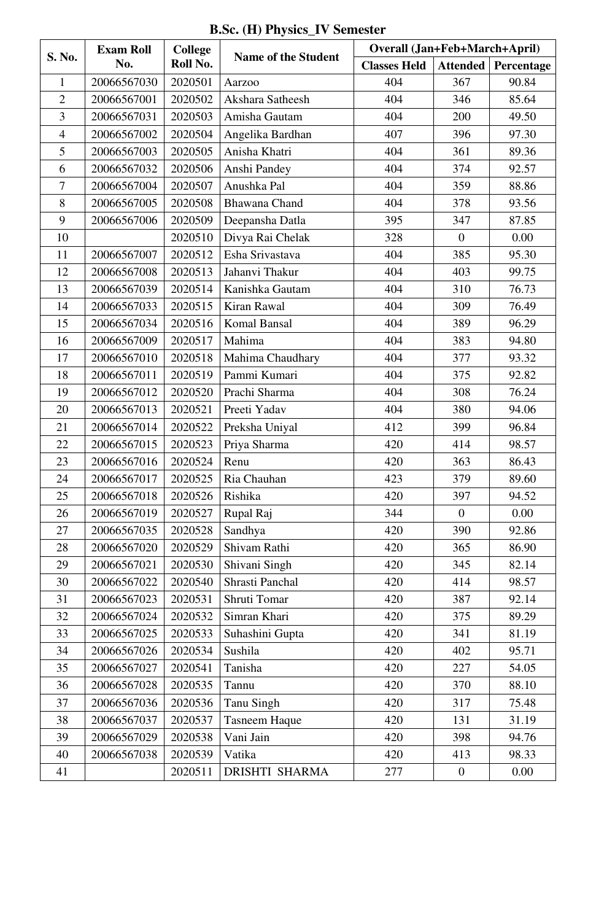**B.Sc. (H) Physics_IV Semester**

| S. No. | Exam Roll No. | College Roll No. | Name of the Student | Overall (Jan+Feb+March+April) | | |
|---|---|---|---|---|---|---|
| | | | | Classes Held | Attended | Percentage |
| 1 | 20066567030 | 2020501 | Aarzoo | 404 | 367 | 90.84 |
| 2 | 20066567001 | 2020502 | Akshara Satheesh | 404 | 346 | 85.64 |
| 3 | 20066567031 | 2020503 | Amisha Gautam | 404 | 200 | 49.50 |
| 4 | 20066567002 | 2020504 | Angelika Bardhan | 407 | 396 | 97.30 |
| 5 | 20066567003 | 2020505 | Anisha Khatri | 404 | 361 | 89.36 |
| 6 | 20066567032 | 2020506 | Anshi Pandey | 404 | 374 | 92.57 |
| 7 | 20066567004 | 2020507 | Anushka Pal | 404 | 359 | 88.86 |
| 8 | 20066567005 | 2020508 | Bhawana Chand | 404 | 378 | 93.56 |
| 9 | 20066567006 | 2020509 | Deepansha Datla | 395 | 347 | 87.85 |
| 10 | | 2020510 | Divya Rai Chelak | 328 | 0 | 0.00 |
| 11 | 20066567007 | 2020512 | Esha Srivastava | 404 | 385 | 95.30 |
| 12 | 20066567008 | 2020513 | Jahanvi Thakur | 404 | 403 | 99.75 |
| 13 | 20066567039 | 2020514 | Kanishka Gautam | 404 | 310 | 76.73 |
| 14 | 20066567033 | 2020515 | Kiran Rawal | 404 | 309 | 76.49 |
| 15 | 20066567034 | 2020516 | Komal Bansal | 404 | 389 | 96.29 |
| 16 | 20066567009 | 2020517 | Mahima | 404 | 383 | 94.80 |
| 17 | 20066567010 | 2020518 | Mahima Chaudhary | 404 | 377 | 93.32 |
| 18 | 20066567011 | 2020519 | Pammi Kumari | 404 | 375 | 92.82 |
| 19 | 20066567012 | 2020520 | Prachi Sharma | 404 | 308 | 76.24 |
| 20 | 20066567013 | 2020521 | Preeti Yadav | 404 | 380 | 94.06 |
| 21 | 20066567014 | 2020522 | Preksha Uniyal | 412 | 399 | 96.84 |
| 22 | 20066567015 | 2020523 | Priya Sharma | 420 | 414 | 98.57 |
| 23 | 20066567016 | 2020524 | Renu | 420 | 363 | 86.43 |
| 24 | 20066567017 | 2020525 | Ria Chauhan | 423 | 379 | 89.60 |
| 25 | 20066567018 | 2020526 | Rishika | 420 | 397 | 94.52 |
| 26 | 20066567019 | 2020527 | Rupal Raj | 344 | 0 | 0.00 |
| 27 | 20066567035 | 2020528 | Sandhya | 420 | 390 | 92.86 |
| 28 | 20066567020 | 2020529 | Shivam Rathi | 420 | 365 | 86.90 |
| 29 | 20066567021 | 2020530 | Shivani Singh | 420 | 345 | 82.14 |
| 30 | 20066567022 | 2020540 | Shrasti Panchal | 420 | 414 | 98.57 |
| 31 | 20066567023 | 2020531 | Shruti Tomar | 420 | 387 | 92.14 |
| 32 | 20066567024 | 2020532 | Simran Khari | 420 | 375 | 89.29 |
| 33 | 20066567025 | 2020533 | Suhashini Gupta | 420 | 341 | 81.19 |
| 34 | 20066567026 | 2020534 | Sushila | 420 | 402 | 95.71 |
| 35 | 20066567027 | 2020541 | Tanisha | 420 | 227 | 54.05 |
| 36 | 20066567028 | 2020535 | Tannu | 420 | 370 | 88.10 |
| 37 | 20066567036 | 2020536 | Tanu Singh | 420 | 317 | 75.48 |
| 38 | 20066567037 | 2020537 | Tasneem Haque | 420 | 131 | 31.19 |
| 39 | 20066567029 | 2020538 | Vani Jain | 420 | 398 | 94.76 |
| 40 | 20066567038 | 2020539 | Vatika | 420 | 413 | 98.33 |
| 41 | | 2020511 | DRISHTI SHARMA | 277 | 0 | 0.00 |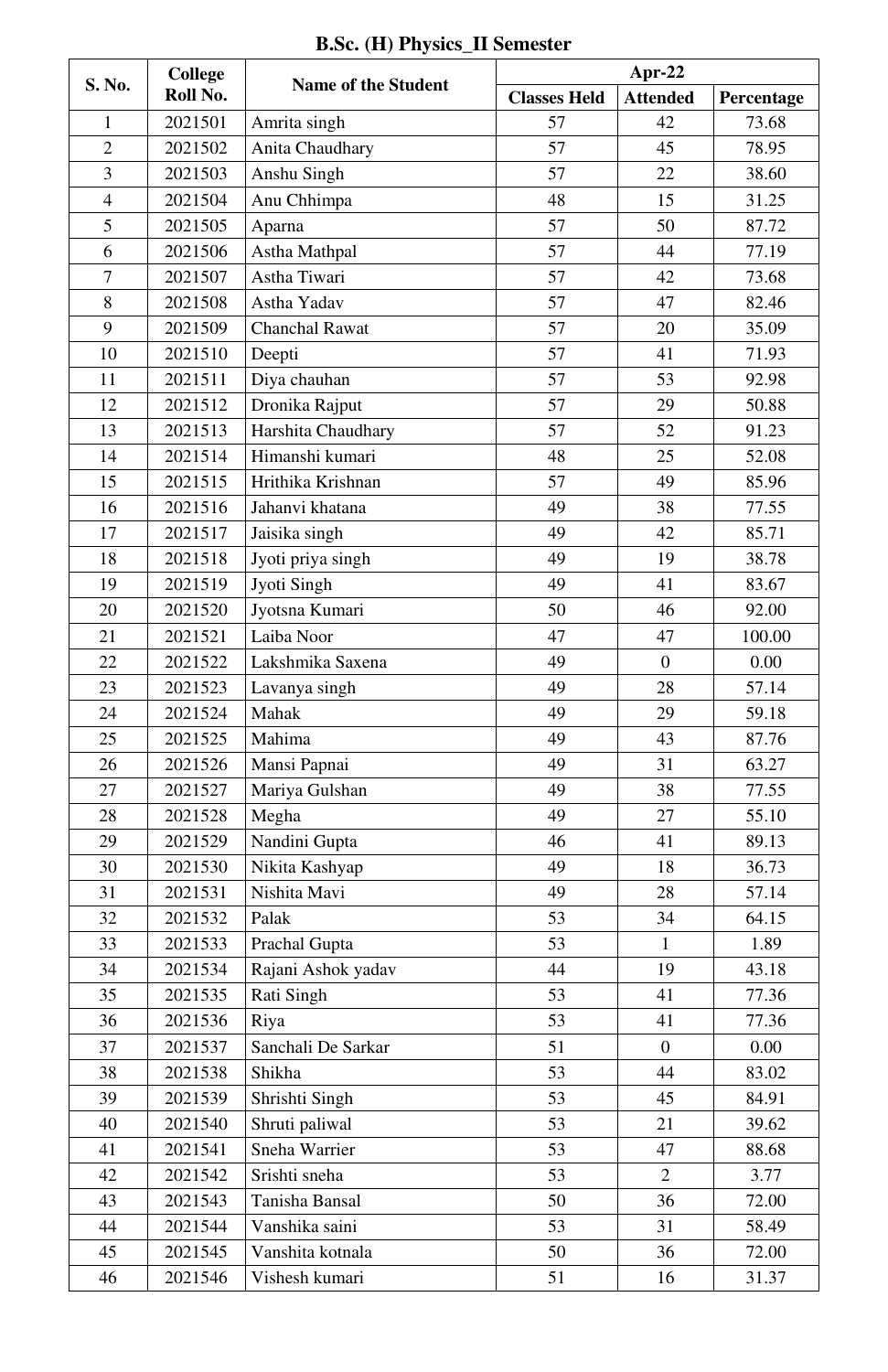**B.Sc. (H) Physics_II Semester**

| S. No. | College Roll No. | Name of the Student | Apr-22 | | |
|---|---|---|---|---|---|
| | | | Classes Held | Attended | Percentage |
| 1 | 2021501 | Amrita singh | 57 | 42 | 73.68 |
| 2 | 2021502 | Anita Chaudhary | 57 | 45 | 78.95 |
| 3 | 2021503 | Anshu Singh | 57 | 22 | 38.60 |
| 4 | 2021504 | Anu Chhimpa | 48 | 15 | 31.25 |
| 5 | 2021505 | Aparna | 57 | 50 | 87.72 |
| 6 | 2021506 | Astha Mathpal | 57 | 44 | 77.19 |
| 7 | 2021507 | Astha Tiwari | 57 | 42 | 73.68 |
| 8 | 2021508 | Astha Yadav | 57 | 47 | 82.46 |
| 9 | 2021509 | Chanchal Rawat | 57 | 20 | 35.09 |
| 10 | 2021510 | Deepti | 57 | 41 | 71.93 |
| 11 | 2021511 | Diya chauhan | 57 | 53 | 92.98 |
| 12 | 2021512 | Dronika Rajput | 57 | 29 | 50.88 |
| 13 | 2021513 | Harshita Chaudhary | 57 | 52 | 91.23 |
| 14 | 2021514 | Himanshi kumari | 48 | 25 | 52.08 |
| 15 | 2021515 | Hrithika Krishnan | 57 | 49 | 85.96 |
| 16 | 2021516 | Jahanvi khatana | 49 | 38 | 77.55 |
| 17 | 2021517 | Jaisika singh | 49 | 42 | 85.71 |
| 18 | 2021518 | Jyoti priya singh | 49 | 19 | 38.78 |
| 19 | 2021519 | Jyoti Singh | 49 | 41 | 83.67 |
| 20 | 2021520 | Jyotsna Kumari | 50 | 46 | 92.00 |
| 21 | 2021521 | Laiba Noor | 47 | 47 | 100.00 |
| 22 | 2021522 | Lakshmika Saxena | 49 | 0 | 0.00 |
| 23 | 2021523 | Lavanya singh | 49 | 28 | 57.14 |
| 24 | 2021524 | Mahak | 49 | 29 | 59.18 |
| 25 | 2021525 | Mahima | 49 | 43 | 87.76 |
| 26 | 2021526 | Mansi Papnai | 49 | 31 | 63.27 |
| 27 | 2021527 | Mariya Gulshan | 49 | 38 | 77.55 |
| 28 | 2021528 | Megha | 49 | 27 | 55.10 |
| 29 | 2021529 | Nandini Gupta | 46 | 41 | 89.13 |
| 30 | 2021530 | Nikita Kashyap | 49 | 18 | 36.73 |
| 31 | 2021531 | Nishita Mavi | 49 | 28 | 57.14 |
| 32 | 2021532 | Palak | 53 | 34 | 64.15 |
| 33 | 2021533 | Prachal Gupta | 53 | 1 | 1.89 |
| 34 | 2021534 | Rajani Ashok yadav | 44 | 19 | 43.18 |
| 35 | 2021535 | Rati Singh | 53 | 41 | 77.36 |
| 36 | 2021536 | Riya | 53 | 41 | 77.36 |
| 37 | 2021537 | Sanchali De Sarkar | 51 | 0 | 0.00 |
| 38 | 2021538 | Shikha | 53 | 44 | 83.02 |
| 39 | 2021539 | Shrishti Singh | 53 | 45 | 84.91 |
| 40 | 2021540 | Shruti paliwal | 53 | 21 | 39.62 |
| 41 | 2021541 | Sneha Warrier | 53 | 47 | 88.68 |
| 42 | 2021542 | Srishti sneha | 53 | 2 | 3.77 |
| 43 | 2021543 | Tanisha Bansal | 50 | 36 | 72.00 |
| 44 | 2021544 | Vanshika saini | 53 | 31 | 58.49 |
| 45 | 2021545 | Vanshita kotnala | 50 | 36 | 72.00 |
| 46 | 2021546 | Vishesh kumari | 51 | 16 | 31.37 |